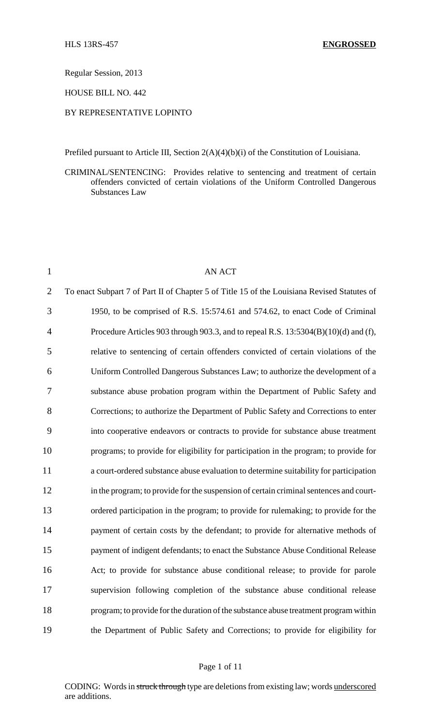HLS 13RS-457 **ENGROSSED**

Regular Session, 2013

HOUSE BILL NO. 442

BY REPRESENTATIVE LOPINTO

Prefiled pursuant to Article III, Section 2(A)(4)(b)(i) of the Constitution of Louisiana.

CRIMINAL/SENTENCING: Provides relative to sentencing and treatment of certain offenders convicted of certain violations of the Uniform Controlled Dangerous Substances Law

AN ACT

To enact Subpart 7 of Part II of Chapter 5 of Title 15 of the Louisiana Revised Statutes of 1950, to be comprised of R.S. 15:574.61 and 574.62, to enact Code of Criminal Procedure Articles 903 through 903.3, and to repeal R.S. 13:5304(B)(10)(d) and (f), relative to sentencing of certain offenders convicted of certain violations of the Uniform Controlled Dangerous Substances Law; to authorize the development of a substance abuse probation program within the Department of Public Safety and Corrections; to authorize the Department of Public Safety and Corrections to enter into cooperative endeavors or contracts to provide for substance abuse treatment programs; to provide for eligibility for participation in the program; to provide for a court-ordered substance abuse evaluation to determine suitability for participation in the program; to provide for the suspension of certain criminal sentences and court-ordered participation in the program; to provide for rulemaking; to provide for the payment of certain costs by the defendant; to provide for alternative methods of payment of indigent defendants; to enact the Substance Abuse Conditional Release Act; to provide for substance abuse conditional release; to provide for parole supervision following completion of the substance abuse conditional release program; to provide for the duration of the substance abuse treatment program within the Department of Public Safety and Corrections; to provide for eligibility for

CODING: Words in ~~struck through~~ type are deletions from existing law; words underscored are additions.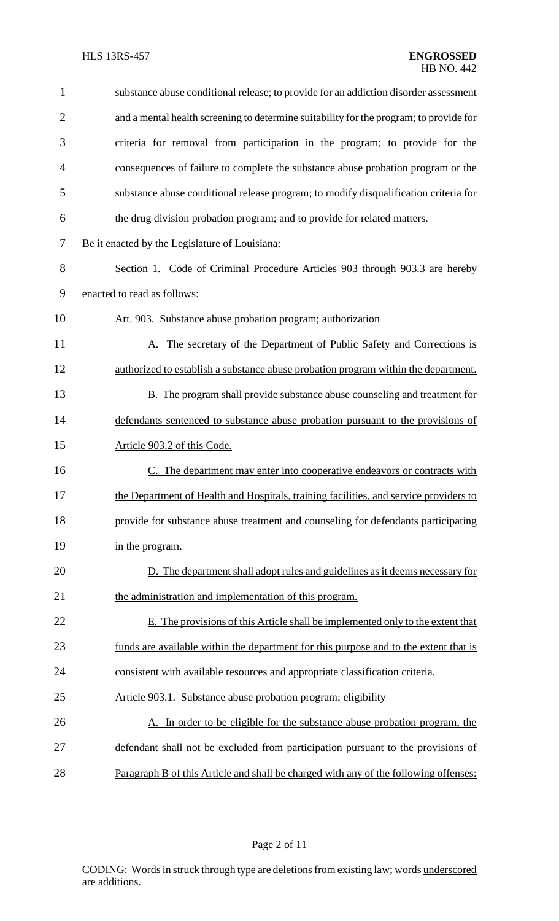substance abuse conditional release; to provide for an addiction disorder assessment and a mental health screening to determine suitability for the program; to provide for criteria for removal from participation in the program; to provide for the consequences of failure to complete the substance abuse probation program or the substance abuse conditional release program; to modify disqualification criteria for the drug division probation program; and to provide for related matters.

Be it enacted by the Legislature of Louisiana:

Section 1. Code of Criminal Procedure Articles 903 through 903.3 are hereby enacted to read as follows:

Art. 903. Substance abuse probation program; authorization

A. The secretary of the Department of Public Safety and Corrections is authorized to establish a substance abuse probation program within the department.

B. The program shall provide substance abuse counseling and treatment for defendants sentenced to substance abuse probation pursuant to the provisions of Article 903.2 of this Code.

C. The department may enter into cooperative endeavors or contracts with the Department of Health and Hospitals, training facilities, and service providers to provide for substance abuse treatment and counseling for defendants participating in the program.

D. The department shall adopt rules and guidelines as it deems necessary for the administration and implementation of this program.

E. The provisions of this Article shall be implemented only to the extent that funds are available within the department for this purpose and to the extent that is consistent with available resources and appropriate classification criteria.

Article 903.1. Substance abuse probation program; eligibility

A. In order to be eligible for the substance abuse probation program, the defendant shall not be excluded from participation pursuant to the provisions of Paragraph B of this Article and shall be charged with any of the following offenses: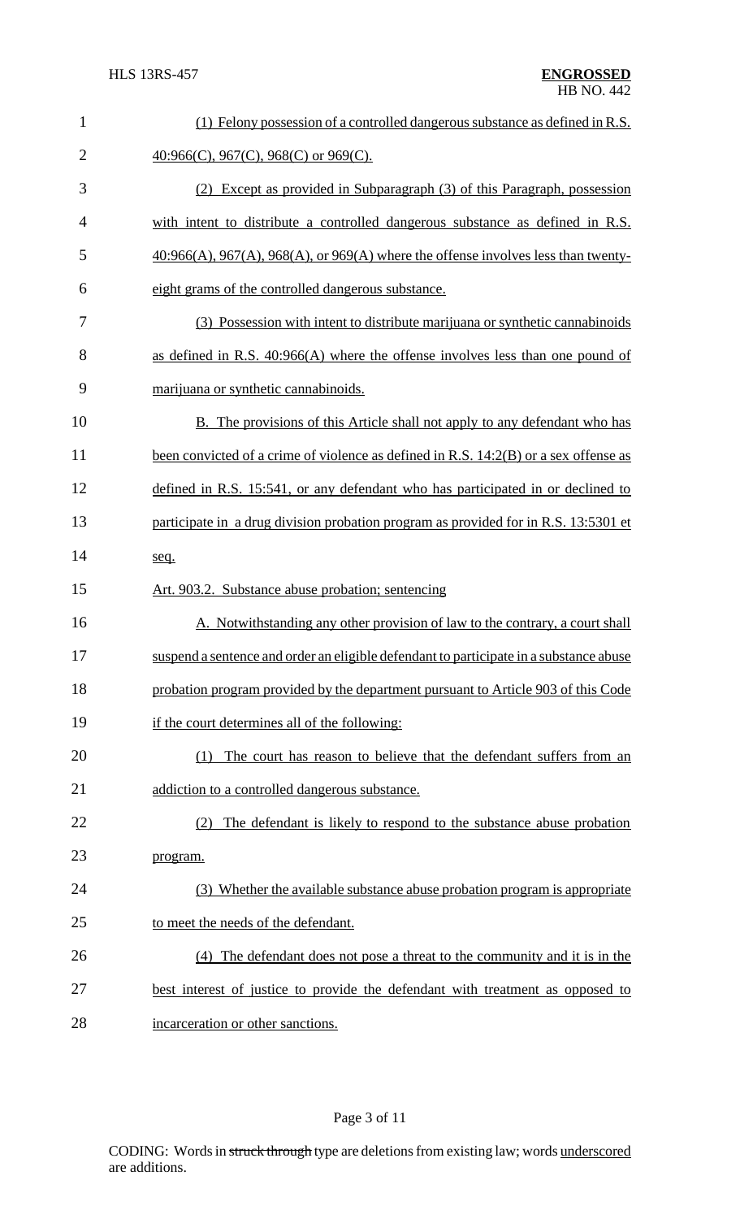(1) Felony possession of a controlled dangerous substance as defined in R.S. 40:966(C), 967(C), 968(C) or 969(C).

(2) Except as provided in Subparagraph (3) of this Paragraph, possession with intent to distribute a controlled dangerous substance as defined in R.S. 40:966(A), 967(A), 968(A), or 969(A) where the offense involves less than twenty-eight grams of the controlled dangerous substance.

(3) Possession with intent to distribute marijuana or synthetic cannabinoids as defined in R.S. 40:966(A) where the offense involves less than one pound of marijuana or synthetic cannabinoids.

B. The provisions of this Article shall not apply to any defendant who has been convicted of a crime of violence as defined in R.S. 14:2(B) or a sex offense as defined in R.S. 15:541, or any defendant who has participated in or declined to participate in a drug division probation program as provided for in R.S. 13:5301 et seq.

Art. 903.2. Substance abuse probation; sentencing

A. Notwithstanding any other provision of law to the contrary, a court shall suspend a sentence and order an eligible defendant to participate in a substance abuse probation program provided by the department pursuant to Article 903 of this Code if the court determines all of the following:

(1) The court has reason to believe that the defendant suffers from an addiction to a controlled dangerous substance.

(2) The defendant is likely to respond to the substance abuse probation program.

(3) Whether the available substance abuse probation program is appropriate to meet the needs of the defendant.

(4) The defendant does not pose a threat to the community and it is in the best interest of justice to provide the defendant with treatment as opposed to incarceration or other sanctions.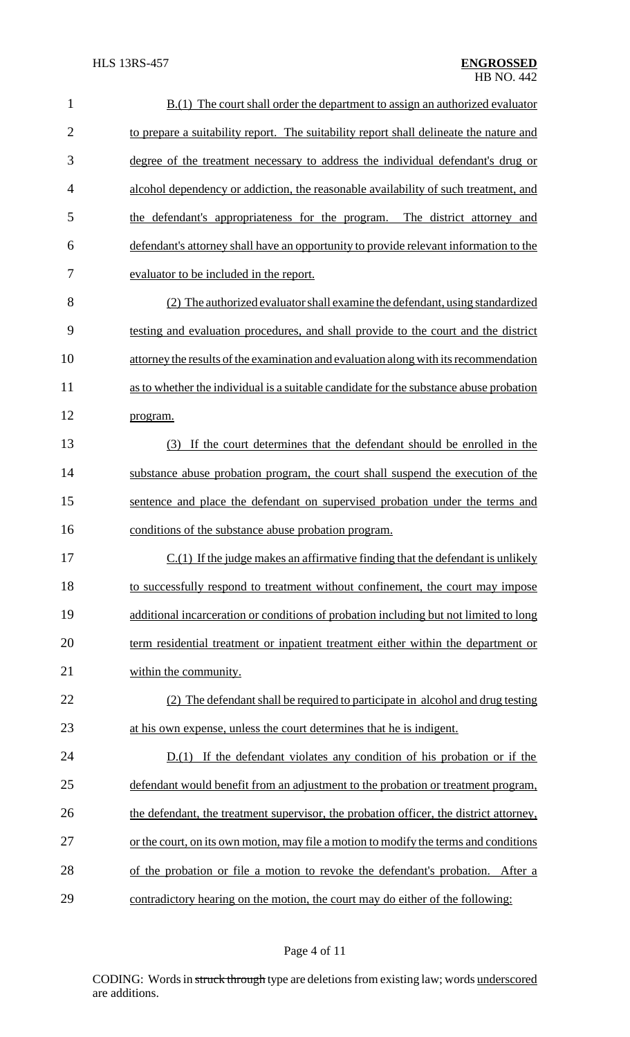B.(1) The court shall order the department to assign an authorized evaluator to prepare a suitability report. The suitability report shall delineate the nature and degree of the treatment necessary to address the individual defendant's drug or alcohol dependency or addiction, the reasonable availability of such treatment, and the defendant's appropriateness for the program. The district attorney and defendant's attorney shall have an opportunity to provide relevant information to the evaluator to be included in the report.

(2) The authorized evaluator shall examine the defendant, using standardized testing and evaluation procedures, and shall provide to the court and the district attorney the results of the examination and evaluation along with its recommendation as to whether the individual is a suitable candidate for the substance abuse probation program.

(3) If the court determines that the defendant should be enrolled in the substance abuse probation program, the court shall suspend the execution of the sentence and place the defendant on supervised probation under the terms and conditions of the substance abuse probation program.

C.(1) If the judge makes an affirmative finding that the defendant is unlikely to successfully respond to treatment without confinement, the court may impose additional incarceration or conditions of probation including but not limited to long term residential treatment or inpatient treatment either within the department or within the community.

(2) The defendant shall be required to participate in alcohol and drug testing at his own expense, unless the court determines that he is indigent.

D.(1) If the defendant violates any condition of his probation or if the defendant would benefit from an adjustment to the probation or treatment program, the defendant, the treatment supervisor, the probation officer, the district attorney, or the court, on its own motion, may file a motion to modify the terms and conditions of the probation or file a motion to revoke the defendant's probation. After a contradictory hearing on the motion, the court may do either of the following: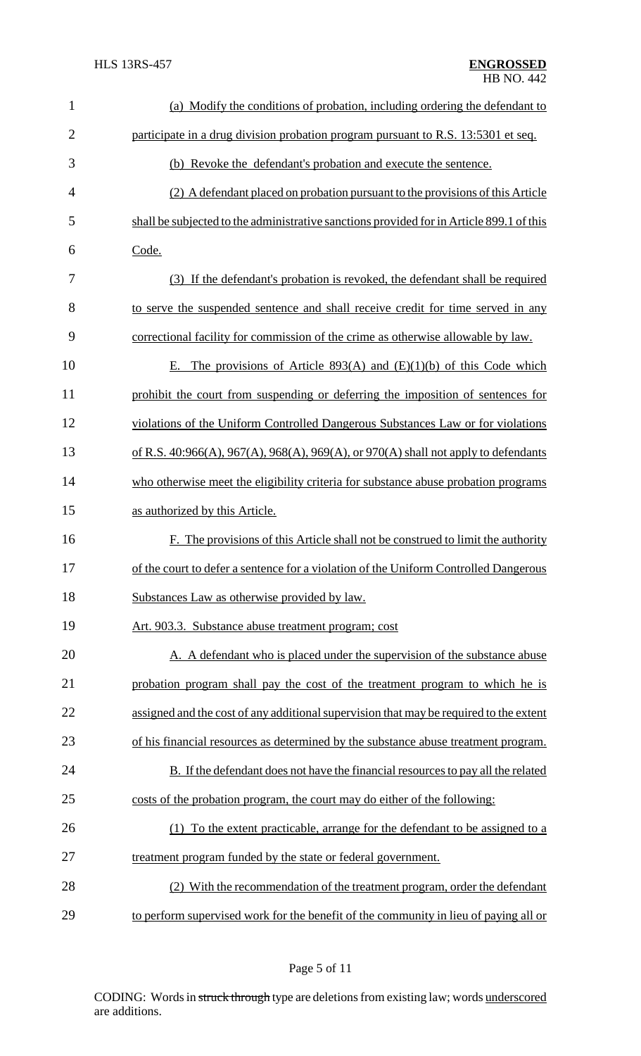(a) Modify the conditions of probation, including ordering the defendant to participate in a drug division probation program pursuant to R.S. 13:5301 et seq.

(b) Revoke the defendant's probation and execute the sentence.

(2) A defendant placed on probation pursuant to the provisions of this Article shall be subjected to the administrative sanctions provided for in Article 899.1 of this Code.

(3) If the defendant's probation is revoked, the defendant shall be required to serve the suspended sentence and shall receive credit for time served in any correctional facility for commission of the crime as otherwise allowable by law.

E. The provisions of Article 893(A) and (E)(1)(b) of this Code which prohibit the court from suspending or deferring the imposition of sentences for violations of the Uniform Controlled Dangerous Substances Law or for violations of R.S. 40:966(A), 967(A), 968(A), 969(A), or 970(A) shall not apply to defendants who otherwise meet the eligibility criteria for substance abuse probation programs as authorized by this Article.

F. The provisions of this Article shall not be construed to limit the authority of the court to defer a sentence for a violation of the Uniform Controlled Dangerous Substances Law as otherwise provided by law.

Art. 903.3. Substance abuse treatment program; cost

A. A defendant who is placed under the supervision of the substance abuse probation program shall pay the cost of the treatment program to which he is assigned and the cost of any additional supervision that may be required to the extent of his financial resources as determined by the substance abuse treatment program.

B. If the defendant does not have the financial resources to pay all the related costs of the probation program, the court may do either of the following:

(1) To the extent practicable, arrange for the defendant to be assigned to a treatment program funded by the state or federal government.

(2) With the recommendation of the treatment program, order the defendant to perform supervised work for the benefit of the community in lieu of paying all or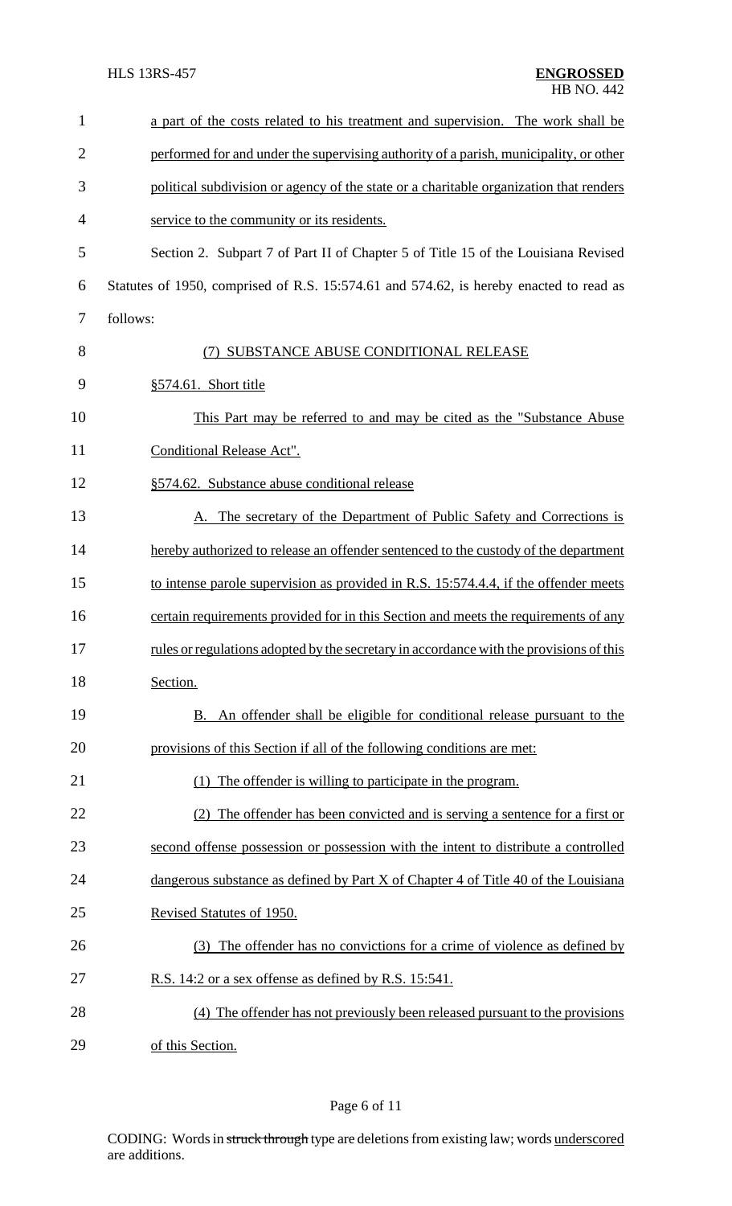a part of the costs related to his treatment and supervision. The work shall be performed for and under the supervising authority of a parish, municipality, or other political subdivision or agency of the state or a charitable organization that renders service to the community or its residents.

Section 2. Subpart 7 of Part II of Chapter 5 of Title 15 of the Louisiana Revised Statutes of 1950, comprised of R.S. 15:574.61 and 574.62, is hereby enacted to read as follows:

(7) SUBSTANCE ABUSE CONDITIONAL RELEASE

§574.61. Short title

This Part may be referred to and may be cited as the "Substance Abuse Conditional Release Act".

§574.62. Substance abuse conditional release

A. The secretary of the Department of Public Safety and Corrections is hereby authorized to release an offender sentenced to the custody of the department to intense parole supervision as provided in R.S. 15:574.4.4, if the offender meets certain requirements provided for in this Section and meets the requirements of any rules or regulations adopted by the secretary in accordance with the provisions of this Section.

B. An offender shall be eligible for conditional release pursuant to the provisions of this Section if all of the following conditions are met:

(1) The offender is willing to participate in the program.

(2) The offender has been convicted and is serving a sentence for a first or second offense possession or possession with the intent to distribute a controlled dangerous substance as defined by Part X of Chapter 4 of Title 40 of the Louisiana Revised Statutes of 1950.

(3) The offender has no convictions for a crime of violence as defined by R.S. 14:2 or a sex offense as defined by R.S. 15:541.

(4) The offender has not previously been released pursuant to the provisions of this Section.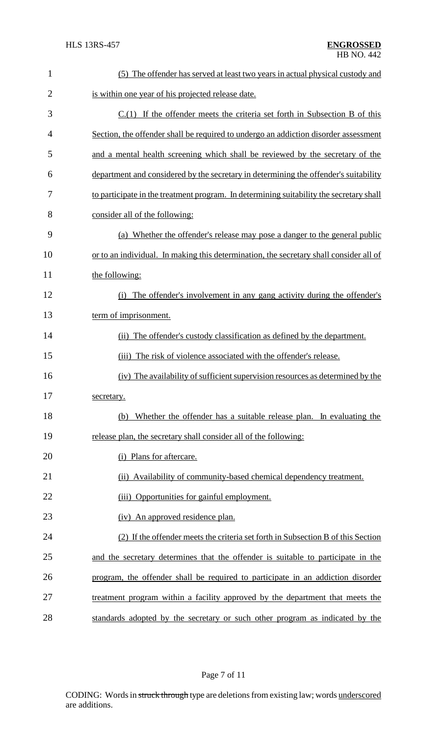(5) The offender has served at least two years in actual physical custody and is within one year of his projected release date.

C.(1) If the offender meets the criteria set forth in Subsection B of this Section, the offender shall be required to undergo an addiction disorder assessment and a mental health screening which shall be reviewed by the secretary of the department and considered by the secretary in determining the offender's suitability to participate in the treatment program. In determining suitability the secretary shall consider all of the following:

(a) Whether the offender's release may pose a danger to the general public or to an individual. In making this determination, the secretary shall consider all of the following:

(i) The offender's involvement in any gang activity during the offender's term of imprisonment.

(ii) The offender's custody classification as defined by the department.

(iii) The risk of violence associated with the offender's release.

(iv) The availability of sufficient supervision resources as determined by the secretary.

(b) Whether the offender has a suitable release plan. In evaluating the release plan, the secretary shall consider all of the following:

(i) Plans for aftercare.

(ii) Availability of community-based chemical dependency treatment.

(iii) Opportunities for gainful employment.

(iv) An approved residence plan.

(2) If the offender meets the criteria set forth in Subsection B of this Section and the secretary determines that the offender is suitable to participate in the program, the offender shall be required to participate in an addiction disorder treatment program within a facility approved by the department that meets the standards adopted by the secretary or such other program as indicated by the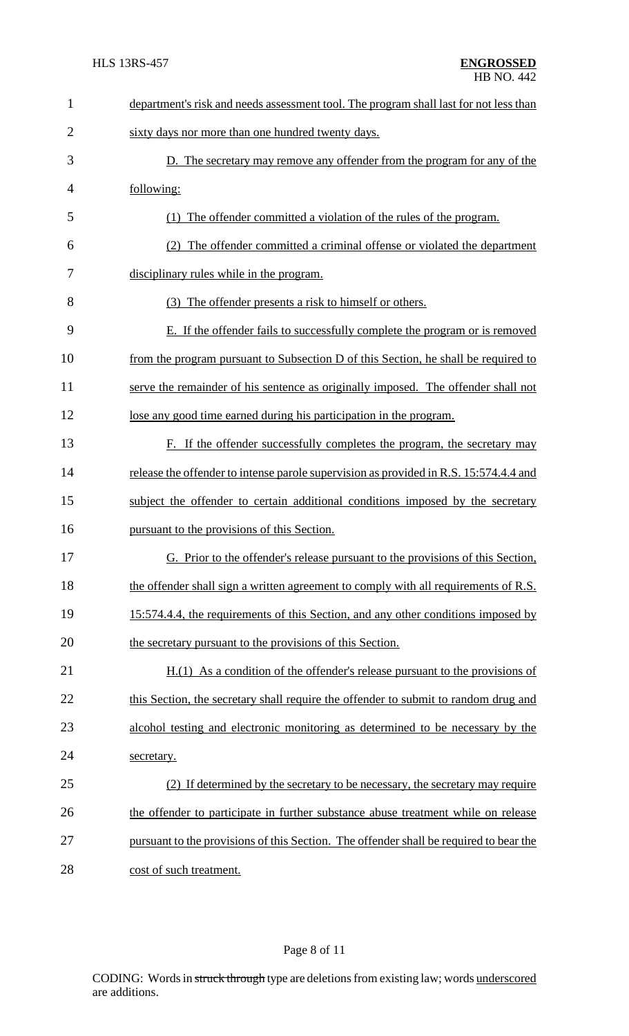department's risk and needs assessment tool. The program shall last for not less than sixty days nor more than one hundred twenty days.

D. The secretary may remove any offender from the program for any of the following:

(1) The offender committed a violation of the rules of the program.

(2) The offender committed a criminal offense or violated the department disciplinary rules while in the program.

(3) The offender presents a risk to himself or others.

E. If the offender fails to successfully complete the program or is removed from the program pursuant to Subsection D of this Section, he shall be required to serve the remainder of his sentence as originally imposed. The offender shall not lose any good time earned during his participation in the program.

F. If the offender successfully completes the program, the secretary may release the offender to intense parole supervision as provided in R.S. 15:574.4.4 and subject the offender to certain additional conditions imposed by the secretary pursuant to the provisions of this Section.

G. Prior to the offender's release pursuant to the provisions of this Section, the offender shall sign a written agreement to comply with all requirements of R.S. 15:574.4.4, the requirements of this Section, and any other conditions imposed by the secretary pursuant to the provisions of this Section.

H.(1) As a condition of the offender's release pursuant to the provisions of this Section, the secretary shall require the offender to submit to random drug and alcohol testing and electronic monitoring as determined to be necessary by the secretary.

(2) If determined by the secretary to be necessary, the secretary may require the offender to participate in further substance abuse treatment while on release pursuant to the provisions of this Section. The offender shall be required to bear the cost of such treatment.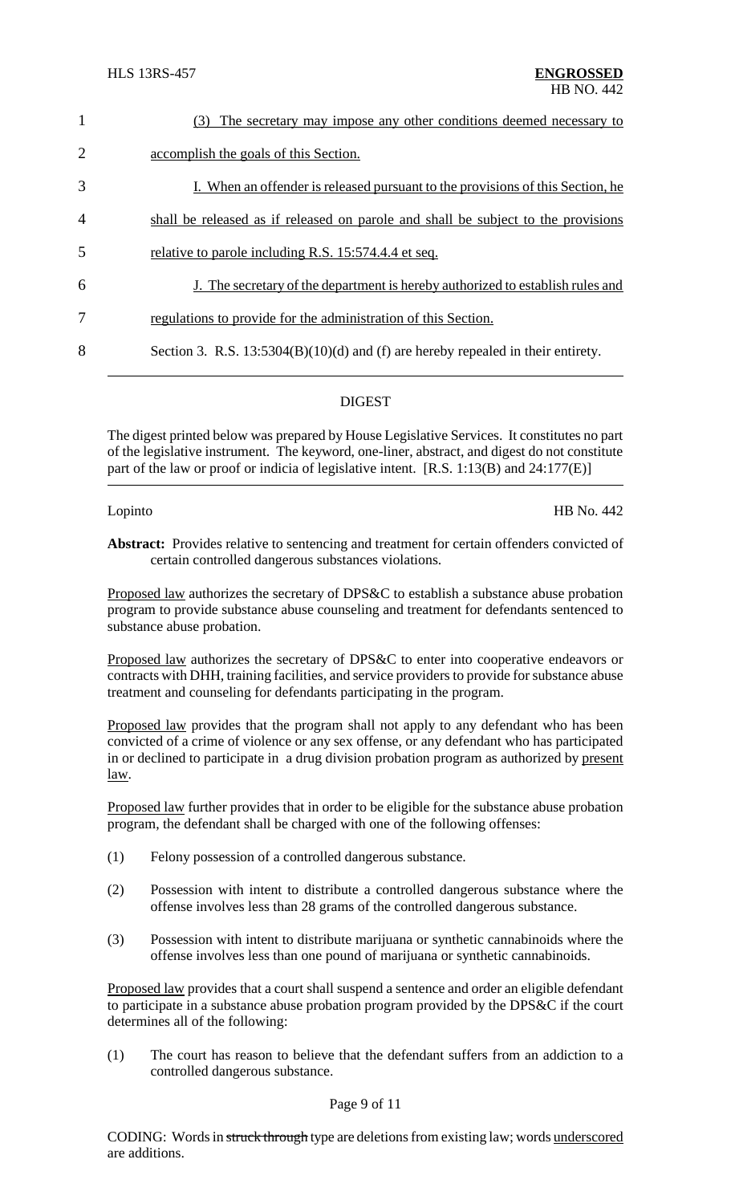(3) The secretary may impose any other conditions deemed necessary to accomplish the goals of this Section.

I. When an offender is released pursuant to the provisions of this Section, he shall be released as if released on parole and shall be subject to the provisions relative to parole including R.S. 15:574.4.4 et seq.

J. The secretary of the department is hereby authorized to establish rules and regulations to provide for the administration of this Section.

Section 3. R.S. 13:5304(B)(10)(d) and (f) are hereby repealed in their entirety.

## DIGEST

The digest printed below was prepared by House Legislative Services. It constitutes no part of the legislative instrument. The keyword, one-liner, abstract, and digest do not constitute part of the law or proof or indicia of legislative intent. [R.S. 1:13(B) and 24:177(E)]

Lopinto HB No. 442

**Abstract:** Provides relative to sentencing and treatment for certain offenders convicted of certain controlled dangerous substances violations.

Proposed law authorizes the secretary of DPS&C to establish a substance abuse probation program to provide substance abuse counseling and treatment for defendants sentenced to substance abuse probation.

Proposed law authorizes the secretary of DPS&C to enter into cooperative endeavors or contracts with DHH, training facilities, and service providers to provide for substance abuse treatment and counseling for defendants participating in the program.

Proposed law provides that the program shall not apply to any defendant who has been convicted of a crime of violence or any sex offense, or any defendant who has participated in or declined to participate in a drug division probation program as authorized by present law.

Proposed law further provides that in order to be eligible for the substance abuse probation program, the defendant shall be charged with one of the following offenses:

(1) Felony possession of a controlled dangerous substance.

(2) Possession with intent to distribute a controlled dangerous substance where the offense involves less than 28 grams of the controlled dangerous substance.

(3) Possession with intent to distribute marijuana or synthetic cannabinoids where the offense involves less than one pound of marijuana or synthetic cannabinoids.

Proposed law provides that a court shall suspend a sentence and order an eligible defendant to participate in a substance abuse probation program provided by the DPS&C if the court determines all of the following:

(1) The court has reason to believe that the defendant suffers from an addiction to a controlled dangerous substance.

CODING: Words in ~~struck through~~ type are deletions from existing law; words underscored are additions.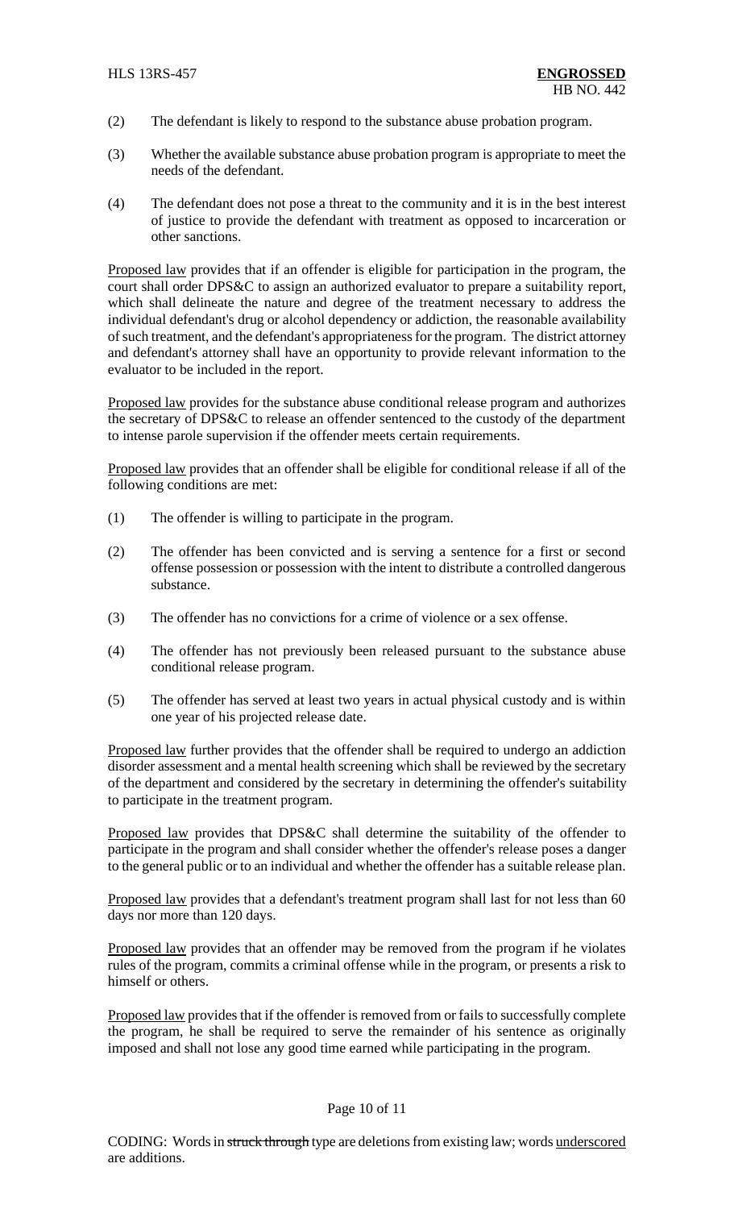(2) The defendant is likely to respond to the substance abuse probation program.

(3) Whether the available substance abuse probation program is appropriate to meet the needs of the defendant.

(4) The defendant does not pose a threat to the community and it is in the best interest of justice to provide the defendant with treatment as opposed to incarceration or other sanctions.

Proposed law provides that if an offender is eligible for participation in the program, the court shall order DPS&C to assign an authorized evaluator to prepare a suitability report, which shall delineate the nature and degree of the treatment necessary to address the individual defendant's drug or alcohol dependency or addiction, the reasonable availability of such treatment, and the defendant's appropriateness for the program. The district attorney and defendant's attorney shall have an opportunity to provide relevant information to the evaluator to be included in the report.

Proposed law provides for the substance abuse conditional release program and authorizes the secretary of DPS&C to release an offender sentenced to the custody of the department to intense parole supervision if the offender meets certain requirements.

Proposed law provides that an offender shall be eligible for conditional release if all of the following conditions are met:

(1) The offender is willing to participate in the program.

(2) The offender has been convicted and is serving a sentence for a first or second offense possession or possession with the intent to distribute a controlled dangerous substance.

(3) The offender has no convictions for a crime of violence or a sex offense.

(4) The offender has not previously been released pursuant to the substance abuse conditional release program.

(5) The offender has served at least two years in actual physical custody and is within one year of his projected release date.

Proposed law further provides that the offender shall be required to undergo an addiction disorder assessment and a mental health screening which shall be reviewed by the secretary of the department and considered by the secretary in determining the offender's suitability to participate in the treatment program.

Proposed law provides that DPS&C shall determine the suitability of the offender to participate in the program and shall consider whether the offender's release poses a danger to the general public or to an individual and whether the offender has a suitable release plan.

Proposed law provides that a defendant's treatment program shall last for not less than 60 days nor more than 120 days.

Proposed law provides that an offender may be removed from the program if he violates rules of the program, commits a criminal offense while in the program, or presents a risk to himself or others.

Proposed law provides that if the offender is removed from or fails to successfully complete the program, he shall be required to serve the remainder of his sentence as originally imposed and shall not lose any good time earned while participating in the program.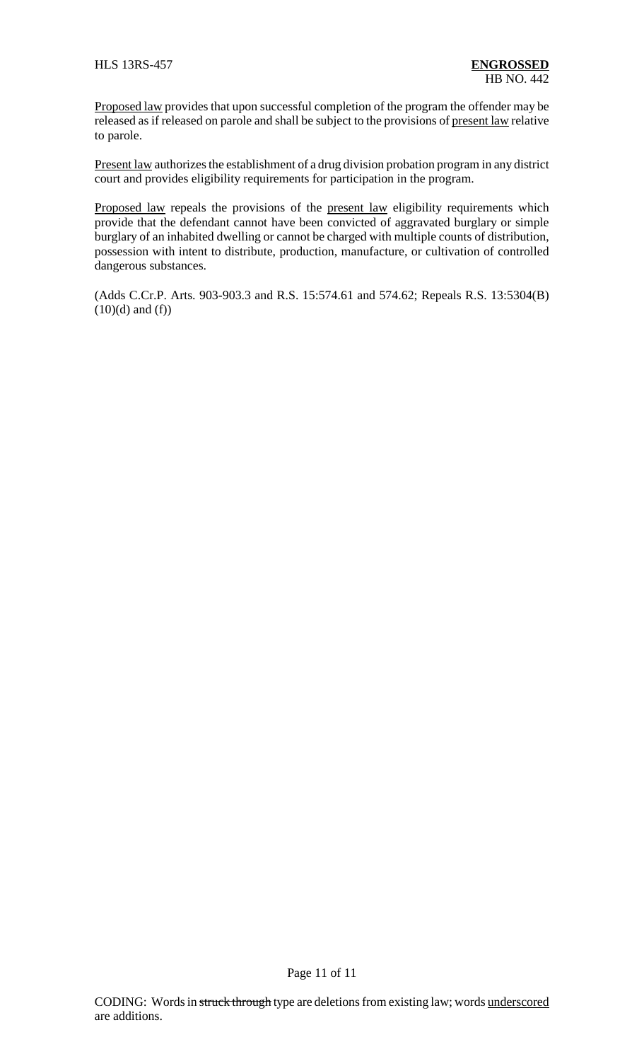Proposed law provides that upon successful completion of the program the offender may be released as if released on parole and shall be subject to the provisions of present law relative to parole.

Present law authorizes the establishment of a drug division probation program in any district court and provides eligibility requirements for participation in the program.

Proposed law repeals the provisions of the present law eligibility requirements which provide that the defendant cannot have been convicted of aggravated burglary or simple burglary of an inhabited dwelling or cannot be charged with multiple counts of distribution, possession with intent to distribute, production, manufacture, or cultivation of controlled dangerous substances.

(Adds C.Cr.P. Arts. 903-903.3 and R.S. 15:574.61 and 574.62; Repeals R.S. 13:5304(B)(10)(d) and (f))